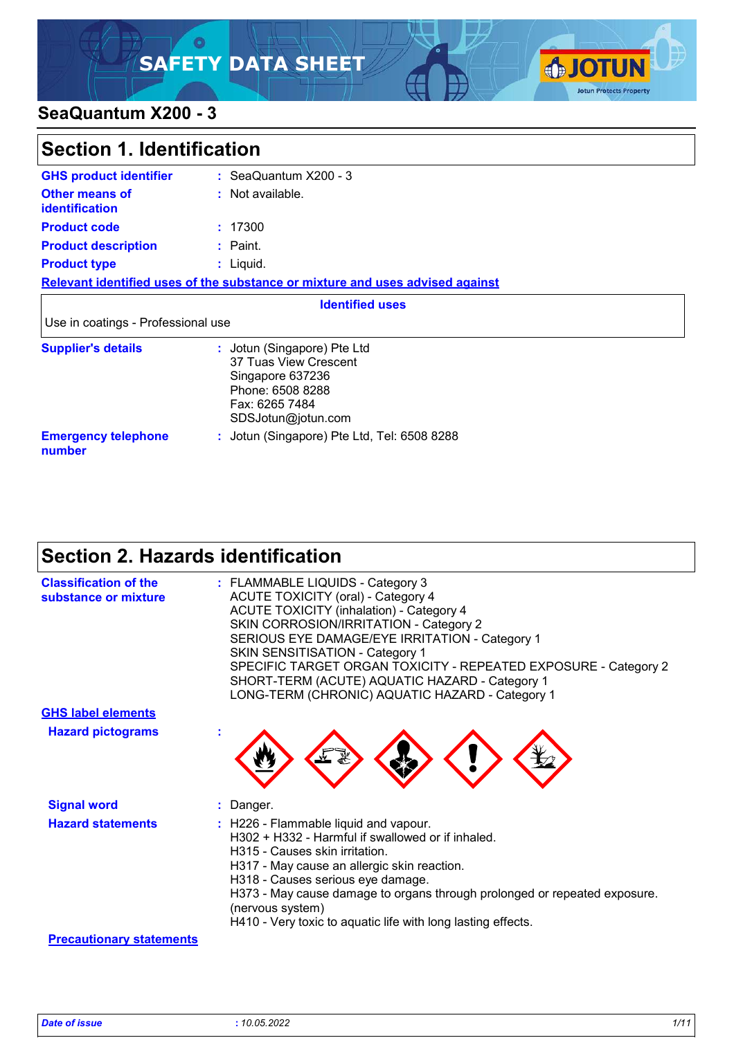# SAFETY DATA SHEET

## SeaQuantum X200 - 3

## Section 1. Identification

| | | |
|---|---|---|
| **GHS product identifier** | : | SeaQuantum X200 - 3 |
| **Other means of identification** | : | Not available. |
| **Product code** | : | 17300 |
| **Product description** | : | Paint. |
| **Product type** | : | Liquid. |

**Relevant identified uses of the substance or mixture and uses advised against**

| Identified uses |
|---|
| Use in coatings - Professional use |

| | | |
|---|---|---|
| **Supplier's details** | : | Jotun (Singapore) Pte Ltd<br>37 Tuas View Crescent<br>Singapore 637236<br>Phone: 6508 8288<br>Fax: 6265 7484<br>SDSJotun@jotun.com |
| **Emergency telephone number** | : | Jotun (Singapore) Pte Ltd, Tel: 6508 8288 |

## Section 2. Hazards identification

**Classification of the substance or mixture** :
FLAMMABLE LIQUIDS - Category 3
ACUTE TOXICITY (oral) - Category 4
ACUTE TOXICITY (inhalation) - Category 4
SKIN CORROSION/IRRITATION - Category 2
SERIOUS EYE DAMAGE/EYE IRRITATION - Category 1
SKIN SENSITISATION - Category 1
SPECIFIC TARGET ORGAN TOXICITY - REPEATED EXPOSURE - Category 2
SHORT-TERM (ACUTE) AQUATIC HAZARD - Category 1
LONG-TERM (CHRONIC) AQUATIC HAZARD - Category 1

**GHS label elements**

**Hazard pictograms** :

**Signal word** : Danger.

**Hazard statements** :
H226 - Flammable liquid and vapour.
H302 + H332 - Harmful if swallowed or if inhaled.
H315 - Causes skin irritation.
H317 - May cause an allergic skin reaction.
H318 - Causes serious eye damage.
H373 - May cause damage to organs through prolonged or repeated exposure. (nervous system)
H410 - Very toxic to aquatic life with long lasting effects.

**Precautionary statements**

*Date of issue* : *10.05.2022*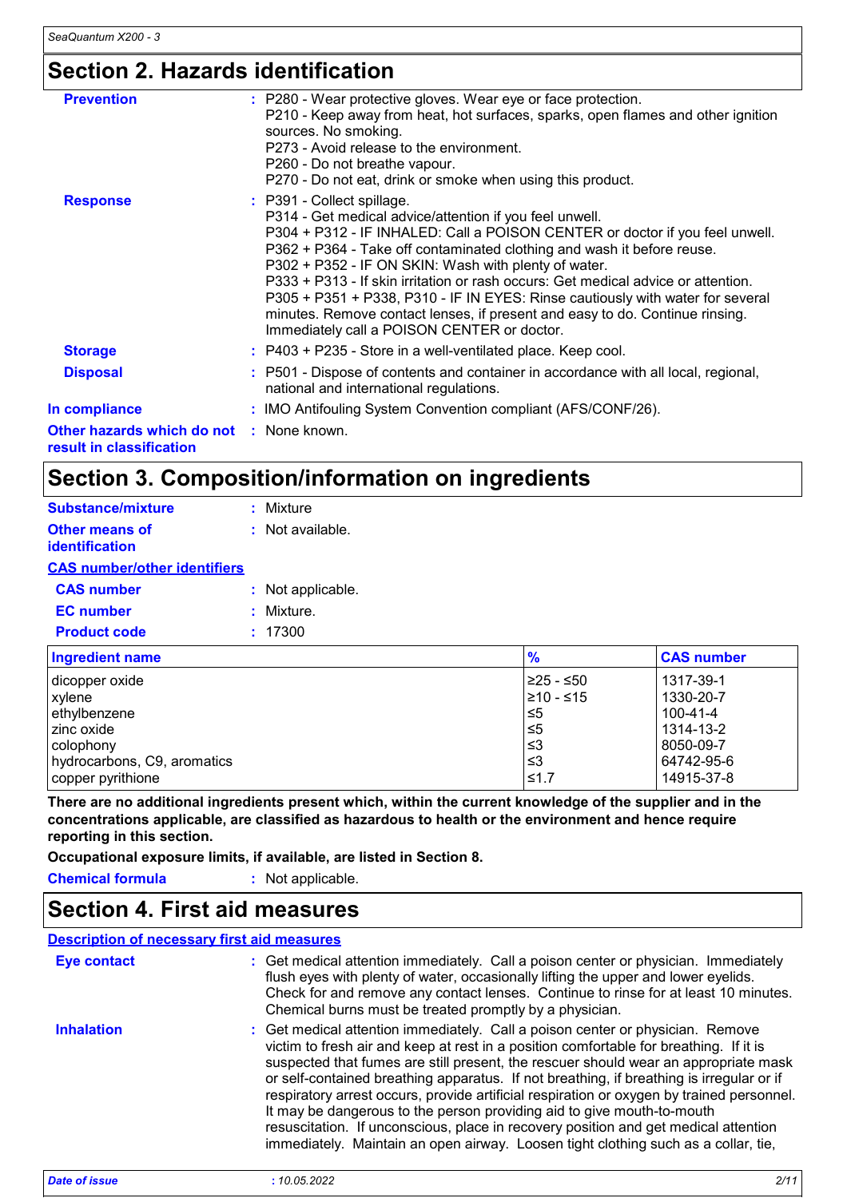## Section 2. Hazards identification

**Prevention** : P280 - Wear protective gloves. Wear eye or face protection.
P210 - Keep away from heat, hot surfaces, sparks, open flames and other ignition sources. No smoking.
P273 - Avoid release to the environment.
P260 - Do not breathe vapour.
P270 - Do not eat, drink or smoke when using this product.

**Response** : P391 - Collect spillage.
P314 - Get medical advice/attention if you feel unwell.
P304 + P312 - IF INHALED: Call a POISON CENTER or doctor if you feel unwell.
P362 + P364 - Take off contaminated clothing and wash it before reuse.
P302 + P352 - IF ON SKIN: Wash with plenty of water.
P333 + P313 - If skin irritation or rash occurs: Get medical advice or attention.
P305 + P351 + P338, P310 - IF IN EYES: Rinse cautiously with water for several minutes. Remove contact lenses, if present and easy to do. Continue rinsing. Immediately call a POISON CENTER or doctor.

**Storage** : P403 + P235 - Store in a well-ventilated place. Keep cool.

**Disposal** : P501 - Dispose of contents and container in accordance with all local, regional, national and international regulations.

**In compliance** : IMO Antifouling System Convention compliant (AFS/CONF/26).

**Other hazards which do not result in classification** : None known.

## Section 3. Composition/information on ingredients

**Substance/mixture** : Mixture

**Other means of identification** : Not available.

**CAS number/other identifiers**

**CAS number** : Not applicable.

**EC number** : Mixture.

**Product code** : 17300

| Ingredient name | % | CAS number |
|---|---|---|
| dicopper oxide | ≥25 - ≤50 | 1317-39-1 |
| xylene | ≥10 - ≤15 | 1330-20-7 |
| ethylbenzene | ≤5 | 100-41-4 |
| zinc oxide | ≤5 | 1314-13-2 |
| colophony | ≤3 | 8050-09-7 |
| hydrocarbons, C9, aromatics | ≤3 | 64742-95-6 |
| copper pyrithione | ≤1.7 | 14915-37-8 |

**There are no additional ingredients present which, within the current knowledge of the supplier and in the concentrations applicable, are classified as hazardous to health or the environment and hence require reporting in this section.**

**Occupational exposure limits, if available, are listed in Section 8.**

**Chemical formula** : Not applicable.

## Section 4. First aid measures

**Description of necessary first aid measures**

**Eye contact** : Get medical attention immediately. Call a poison center or physician. Immediately flush eyes with plenty of water, occasionally lifting the upper and lower eyelids. Check for and remove any contact lenses. Continue to rinse for at least 10 minutes. Chemical burns must be treated promptly by a physician.

**Inhalation** : Get medical attention immediately. Call a poison center or physician. Remove victim to fresh air and keep at rest in a position comfortable for breathing. If it is suspected that fumes are still present, the rescuer should wear an appropriate mask or self-contained breathing apparatus. If not breathing, if breathing is irregular or if respiratory arrest occurs, provide artificial respiration or oxygen by trained personnel. It may be dangerous to the person providing aid to give mouth-to-mouth resuscitation. If unconscious, place in recovery position and get medical attention immediately. Maintain an open airway. Loosen tight clothing such as a collar, tie,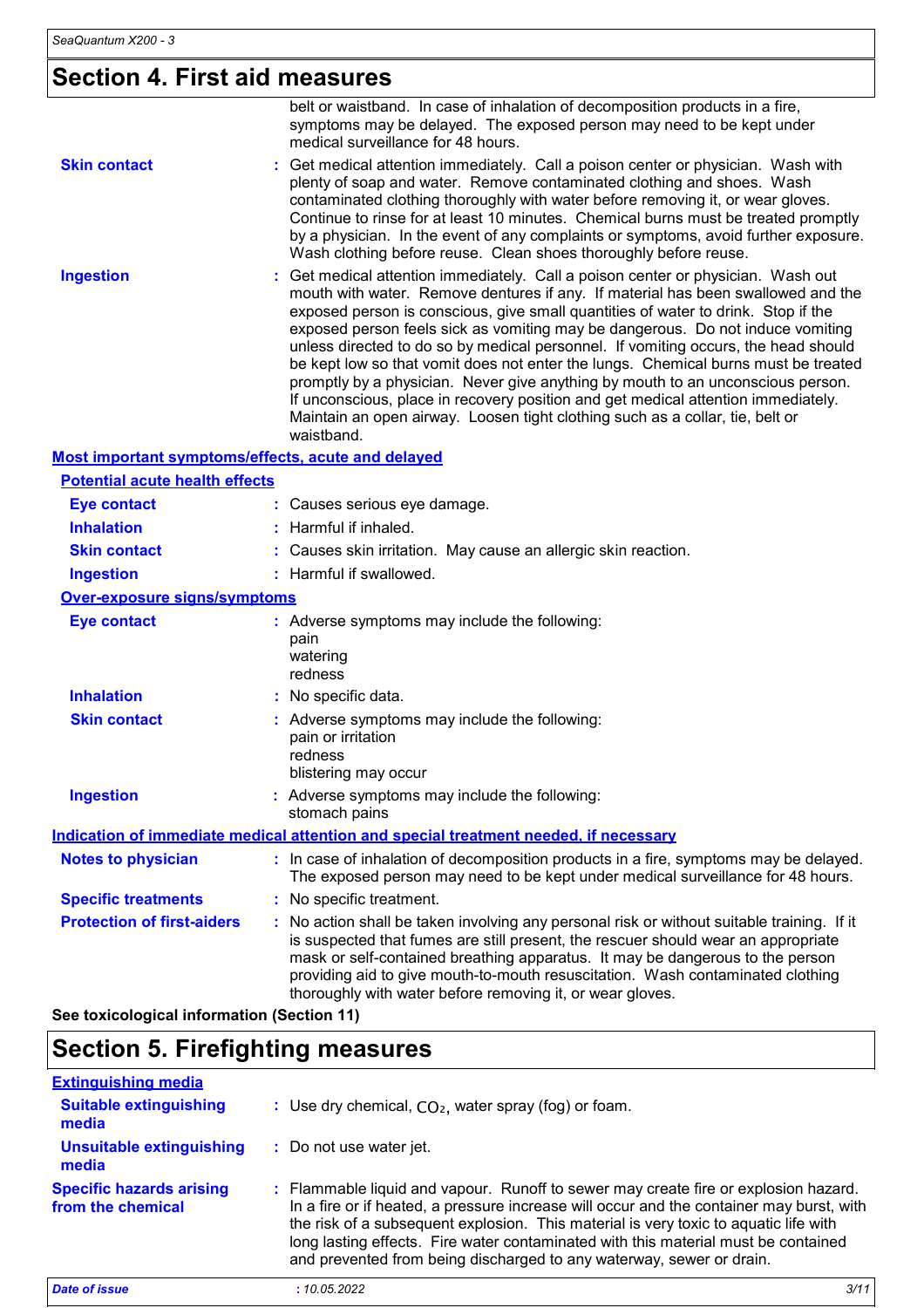## Section 4. First aid measures

belt or waistband. In case of inhalation of decomposition products in a fire, symptoms may be delayed. The exposed person may need to be kept under medical surveillance for 48 hours.

**Skin contact** : Get medical attention immediately. Call a poison center or physician. Wash with plenty of soap and water. Remove contaminated clothing and shoes. Wash contaminated clothing thoroughly with water before removing it, or wear gloves. Continue to rinse for at least 10 minutes. Chemical burns must be treated promptly by a physician. In the event of any complaints or symptoms, avoid further exposure. Wash clothing before reuse. Clean shoes thoroughly before reuse.

**Ingestion** : Get medical attention immediately. Call a poison center or physician. Wash out mouth with water. Remove dentures if any. If material has been swallowed and the exposed person is conscious, give small quantities of water to drink. Stop if the exposed person feels sick as vomiting may be dangerous. Do not induce vomiting unless directed to do so by medical personnel. If vomiting occurs, the head should be kept low so that vomit does not enter the lungs. Chemical burns must be treated promptly by a physician. Never give anything by mouth to an unconscious person. If unconscious, place in recovery position and get medical attention immediately. Maintain an open airway. Loosen tight clothing such as a collar, tie, belt or waistband.

### Most important symptoms/effects, acute and delayed

**Potential acute health effects**

**Eye contact** : Causes serious eye damage.

**Inhalation** : Harmful if inhaled.

**Skin contact** : Causes skin irritation. May cause an allergic skin reaction.

**Ingestion** : Harmful if swallowed.

**Over-exposure signs/symptoms**

**Eye contact** : Adverse symptoms may include the following:
pain
watering
redness

**Inhalation** : No specific data.

**Skin contact** : Adverse symptoms may include the following:
pain or irritation
redness
blistering may occur

**Ingestion** : Adverse symptoms may include the following:
stomach pains

### Indication of immediate medical attention and special treatment needed, if necessary

**Notes to physician** : In case of inhalation of decomposition products in a fire, symptoms may be delayed. The exposed person may need to be kept under medical surveillance for 48 hours.

**Specific treatments** : No specific treatment.

**Protection of first-aiders** : No action shall be taken involving any personal risk or without suitable training. If it is suspected that fumes are still present, the rescuer should wear an appropriate mask or self-contained breathing apparatus. It may be dangerous to the person providing aid to give mouth-to-mouth resuscitation. Wash contaminated clothing thoroughly with water before removing it, or wear gloves.

**See toxicological information (Section 11)**

## Section 5. Firefighting measures

### Extinguishing media

**Suitable extinguishing media** : Use dry chemical, $CO_2$, water spray (fog) or foam.

**Unsuitable extinguishing media** : Do not use water jet.

**Specific hazards arising from the chemical** : Flammable liquid and vapour. Runoff to sewer may create fire or explosion hazard. In a fire or if heated, a pressure increase will occur and the container may burst, with the risk of a subsequent explosion. This material is very toxic to aquatic life with long lasting effects. Fire water contaminated with this material must be contained and prevented from being discharged to any waterway, sewer or drain.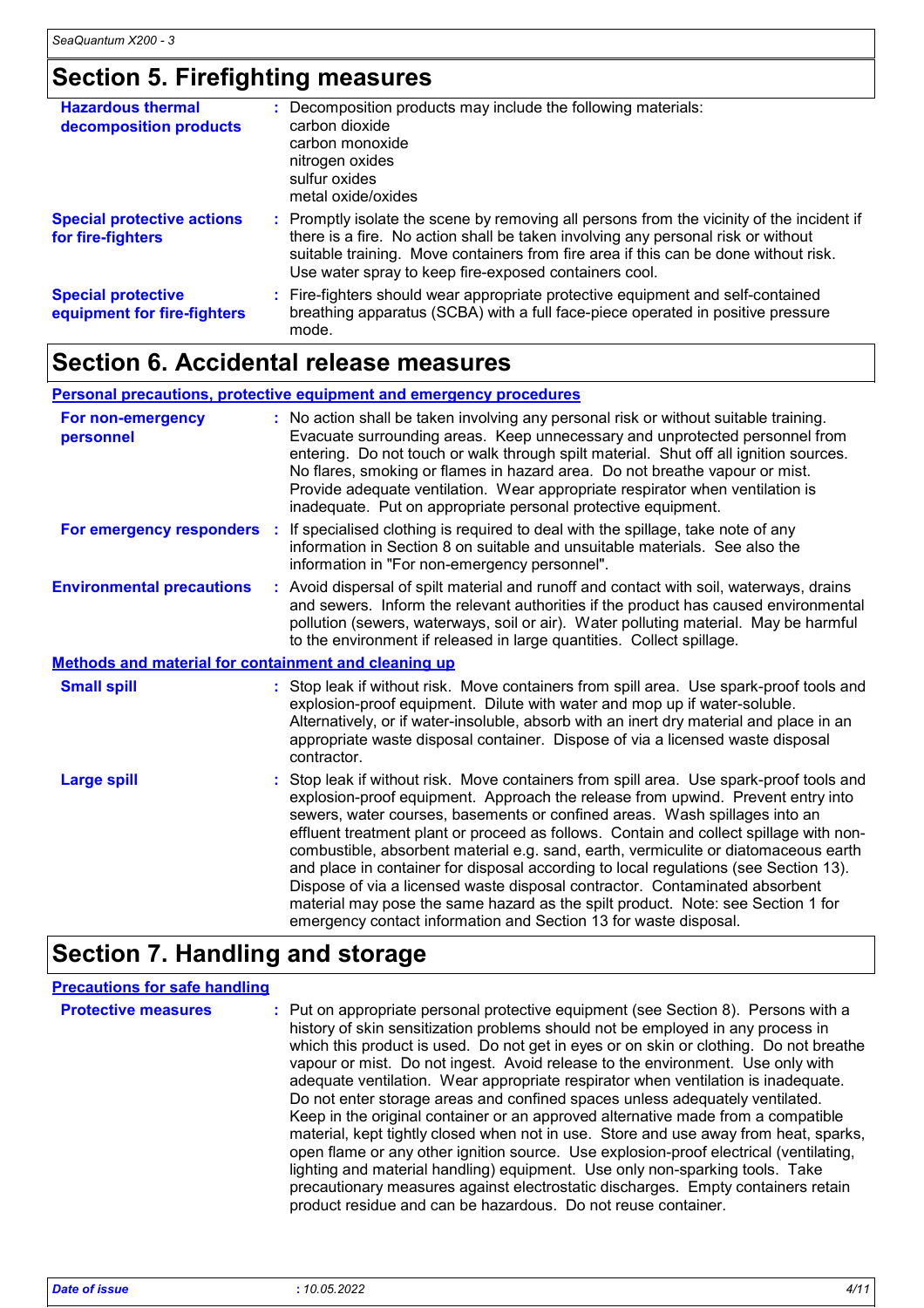## Section 5. Firefighting measures

**Hazardous thermal decomposition products** : Decomposition products may include the following materials:
carbon dioxide
carbon monoxide
nitrogen oxides
sulfur oxides
metal oxide/oxides

**Special protective actions for fire-fighters** : Promptly isolate the scene by removing all persons from the vicinity of the incident if there is a fire. No action shall be taken involving any personal risk or without suitable training. Move containers from fire area if this can be done without risk. Use water spray to keep fire-exposed containers cool.

**Special protective equipment for fire-fighters** : Fire-fighters should wear appropriate protective equipment and self-contained breathing apparatus (SCBA) with a full face-piece operated in positive pressure mode.

## Section 6. Accidental release measures

### Personal precautions, protective equipment and emergency procedures

**For non-emergency personnel** : No action shall be taken involving any personal risk or without suitable training. Evacuate surrounding areas. Keep unnecessary and unprotected personnel from entering. Do not touch or walk through spilt material. Shut off all ignition sources. No flares, smoking or flames in hazard area. Do not breathe vapour or mist. Provide adequate ventilation. Wear appropriate respirator when ventilation is inadequate. Put on appropriate personal protective equipment.

**For emergency responders** : If specialised clothing is required to deal with the spillage, take note of any information in Section 8 on suitable and unsuitable materials. See also the information in "For non-emergency personnel".

**Environmental precautions** : Avoid dispersal of spilt material and runoff and contact with soil, waterways, drains and sewers. Inform the relevant authorities if the product has caused environmental pollution (sewers, waterways, soil or air). Water polluting material. May be harmful to the environment if released in large quantities. Collect spillage.

### Methods and material for containment and cleaning up

**Small spill** : Stop leak if without risk. Move containers from spill area. Use spark-proof tools and explosion-proof equipment. Dilute with water and mop up if water-soluble. Alternatively, or if water-insoluble, absorb with an inert dry material and place in an appropriate waste disposal container. Dispose of via a licensed waste disposal contractor.

**Large spill** : Stop leak if without risk. Move containers from spill area. Use spark-proof tools and explosion-proof equipment. Approach the release from upwind. Prevent entry into sewers, water courses, basements or confined areas. Wash spillages into an effluent treatment plant or proceed as follows. Contain and collect spillage with non-combustible, absorbent material e.g. sand, earth, vermiculite or diatomaceous earth and place in container for disposal according to local regulations (see Section 13). Dispose of via a licensed waste disposal contractor. Contaminated absorbent material may pose the same hazard as the spilt product. Note: see Section 1 for emergency contact information and Section 13 for waste disposal.

## Section 7. Handling and storage

### Precautions for safe handling

**Protective measures** : Put on appropriate personal protective equipment (see Section 8). Persons with a history of skin sensitization problems should not be employed in any process in which this product is used. Do not get in eyes or on skin or clothing. Do not breathe vapour or mist. Do not ingest. Avoid release to the environment. Use only with adequate ventilation. Wear appropriate respirator when ventilation is inadequate. Do not enter storage areas and confined spaces unless adequately ventilated. Keep in the original container or an approved alternative made from a compatible material, kept tightly closed when not in use. Store and use away from heat, sparks, open flame or any other ignition source. Use explosion-proof electrical (ventilating, lighting and material handling) equipment. Use only non-sparking tools. Take precautionary measures against electrostatic discharges. Empty containers retain product residue and can be hazardous. Do not reuse container.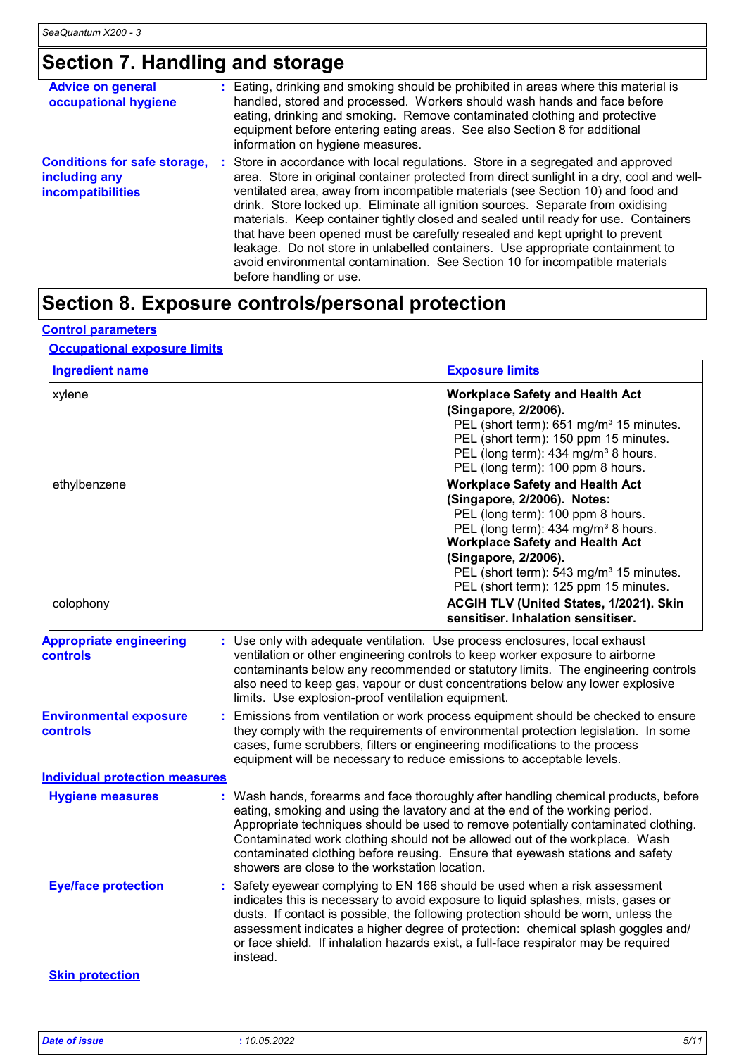## Section 7. Handling and storage

**Advice on general occupational hygiene** : Eating, drinking and smoking should be prohibited in areas where this material is handled, stored and processed. Workers should wash hands and face before eating, drinking and smoking. Remove contaminated clothing and protective equipment before entering eating areas. See also Section 8 for additional information on hygiene measures.

**Conditions for safe storage, including any incompatibilities** : Store in accordance with local regulations. Store in a segregated and approved area. Store in original container protected from direct sunlight in a dry, cool and well-ventilated area, away from incompatible materials (see Section 10) and food and drink. Store locked up. Eliminate all ignition sources. Separate from oxidising materials. Keep container tightly closed and sealed until ready for use. Containers that have been opened must be carefully resealed and kept upright to prevent leakage. Do not store in unlabelled containers. Use appropriate containment to avoid environmental contamination. See Section 10 for incompatible materials before handling or use.

## Section 8. Exposure controls/personal protection

**Control parameters**

**Occupational exposure limits**

| Ingredient name | Exposure limits |
|---|---|
| xylene | **Workplace Safety and Health Act (Singapore, 2/2006).**<br>PEL (short term): 651 mg/m³ 15 minutes.<br>PEL (short term): 150 ppm 15 minutes.<br>PEL (long term): 434 mg/m³ 8 hours.<br>PEL (long term): 100 ppm 8 hours. |
| ethylbenzene | **Workplace Safety and Health Act (Singapore, 2/2006). Notes:**<br>PEL (long term): 100 ppm 8 hours.<br>PEL (long term): 434 mg/m³ 8 hours.<br>**Workplace Safety and Health Act (Singapore, 2/2006).**<br>PEL (short term): 543 mg/m³ 15 minutes.<br>PEL (short term): 125 ppm 15 minutes. |
| colophony | **ACGIH TLV (United States, 1/2021). Skin sensitiser. Inhalation sensitiser.** |

**Appropriate engineering controls** : Use only with adequate ventilation. Use process enclosures, local exhaust ventilation or other engineering controls to keep worker exposure to airborne contaminants below any recommended or statutory limits. The engineering controls also need to keep gas, vapour or dust concentrations below any lower explosive limits. Use explosion-proof ventilation equipment.

**Environmental exposure controls** : Emissions from ventilation or work process equipment should be checked to ensure they comply with the requirements of environmental protection legislation. In some cases, fume scrubbers, filters or engineering modifications to the process equipment will be necessary to reduce emissions to acceptable levels.

**Individual protection measures**

**Hygiene measures** : Wash hands, forearms and face thoroughly after handling chemical products, before eating, smoking and using the lavatory and at the end of the working period. Appropriate techniques should be used to remove potentially contaminated clothing. Contaminated work clothing should not be allowed out of the workplace. Wash contaminated clothing before reusing. Ensure that eyewash stations and safety showers are close to the workstation location.

**Eye/face protection** : Safety eyewear complying to EN 166 should be used when a risk assessment indicates this is necessary to avoid exposure to liquid splashes, mists, gases or dusts. If contact is possible, the following protection should be worn, unless the assessment indicates a higher degree of protection: chemical splash goggles and/or face shield. If inhalation hazards exist, a full-face respirator may be required instead.

**Skin protection**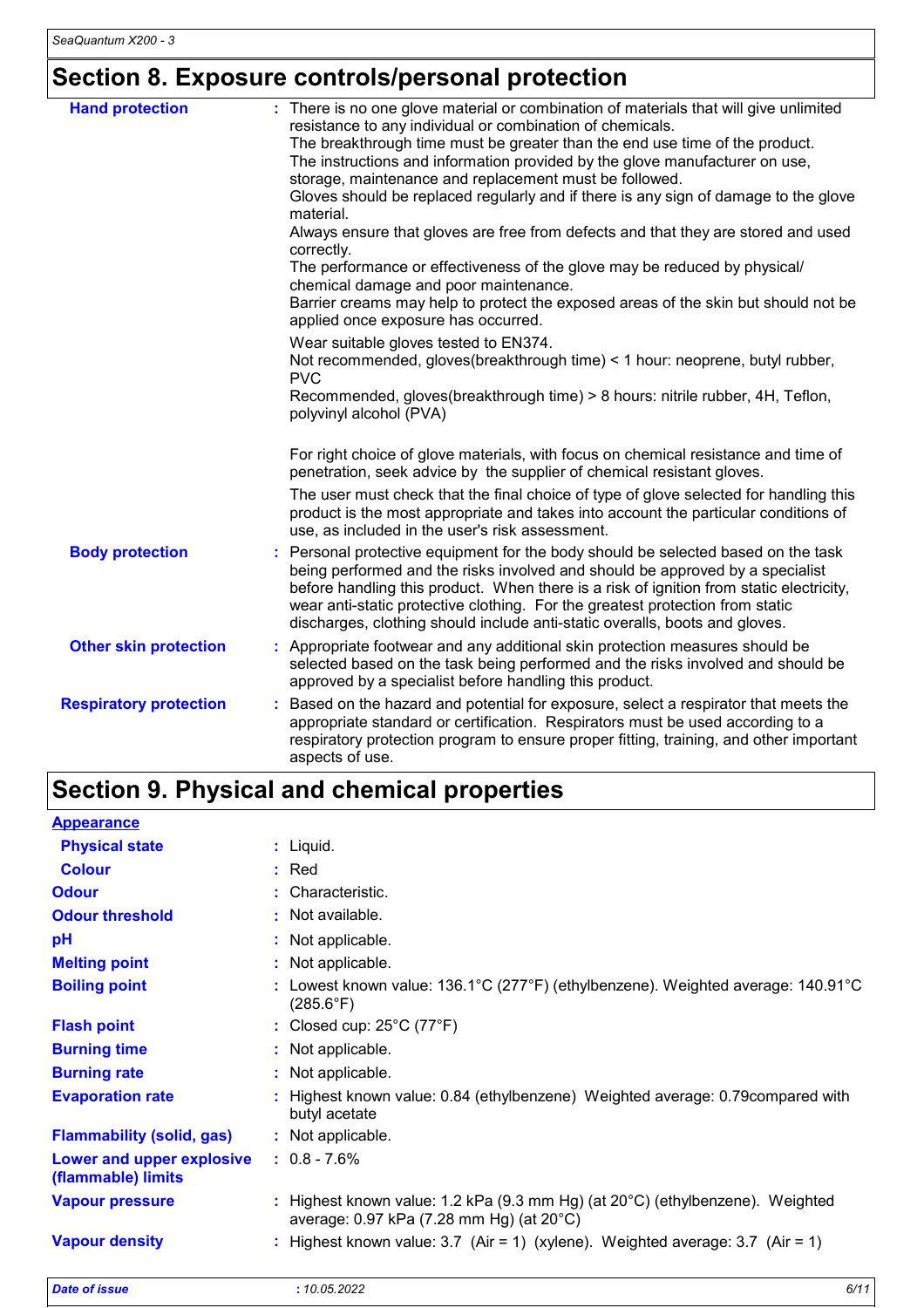## Section 8. Exposure controls/personal protection

**Hand protection** : There is no one glove material or combination of materials that will give unlimited resistance to any individual or combination of chemicals.
The breakthrough time must be greater than the end use time of the product.
The instructions and information provided by the glove manufacturer on use, storage, maintenance and replacement must be followed.
Gloves should be replaced regularly and if there is any sign of damage to the glove material.
Always ensure that gloves are free from defects and that they are stored and used correctly.
The performance or effectiveness of the glove may be reduced by physical/ chemical damage and poor maintenance.
Barrier creams may help to protect the exposed areas of the skin but should not be applied once exposure has occurred.

Wear suitable gloves tested to EN374.
Not recommended, gloves(breakthrough time) < 1 hour: neoprene, butyl rubber, PVC
Recommended, gloves(breakthrough time) > 8 hours: nitrile rubber, 4H, Teflon, polyvinyl alcohol (PVA)

For right choice of glove materials, with focus on chemical resistance and time of penetration, seek advice by the supplier of chemical resistant gloves.

The user must check that the final choice of type of glove selected for handling this product is the most appropriate and takes into account the particular conditions of use, as included in the user's risk assessment.

**Body protection** : Personal protective equipment for the body should be selected based on the task being performed and the risks involved and should be approved by a specialist before handling this product. When there is a risk of ignition from static electricity, wear anti-static protective clothing. For the greatest protection from static discharges, clothing should include anti-static overalls, boots and gloves.

**Other skin protection** : Appropriate footwear and any additional skin protection measures should be selected based on the task being performed and the risks involved and should be approved by a specialist before handling this product.

**Respiratory protection** : Based on the hazard and potential for exposure, select a respirator that meets the appropriate standard or certification. Respirators must be used according to a respiratory protection program to ensure proper fitting, training, and other important aspects of use.

## Section 9. Physical and chemical properties

**Appearance**

| | |
|---|---|
| **Physical state** | : Liquid. |
| **Colour** | : Red |
| **Odour** | : Characteristic. |
| **Odour threshold** | : Not available. |
| **pH** | : Not applicable. |
| **Melting point** | : Not applicable. |
| **Boiling point** | : Lowest known value: 136.1°C (277°F) (ethylbenzene). Weighted average: 140.91°C (285.6°F) |
| **Flash point** | : Closed cup: 25°C (77°F) |
| **Burning time** | : Not applicable. |
| **Burning rate** | : Not applicable. |
| **Evaporation rate** | : Highest known value: 0.84 (ethylbenzene) Weighted average: 0.79compared with butyl acetate |
| **Flammability (solid, gas)** | : Not applicable. |
| **Lower and upper explosive (flammable) limits** | : 0.8 - 7.6% |
| **Vapour pressure** | : Highest known value: 1.2 kPa (9.3 mm Hg) (at 20°C) (ethylbenzene). Weighted average: 0.97 kPa (7.28 mm Hg) (at 20°C) |
| **Vapour density** | : Highest known value: 3.7 (Air = 1) (xylene). Weighted average: 3.7 (Air = 1) |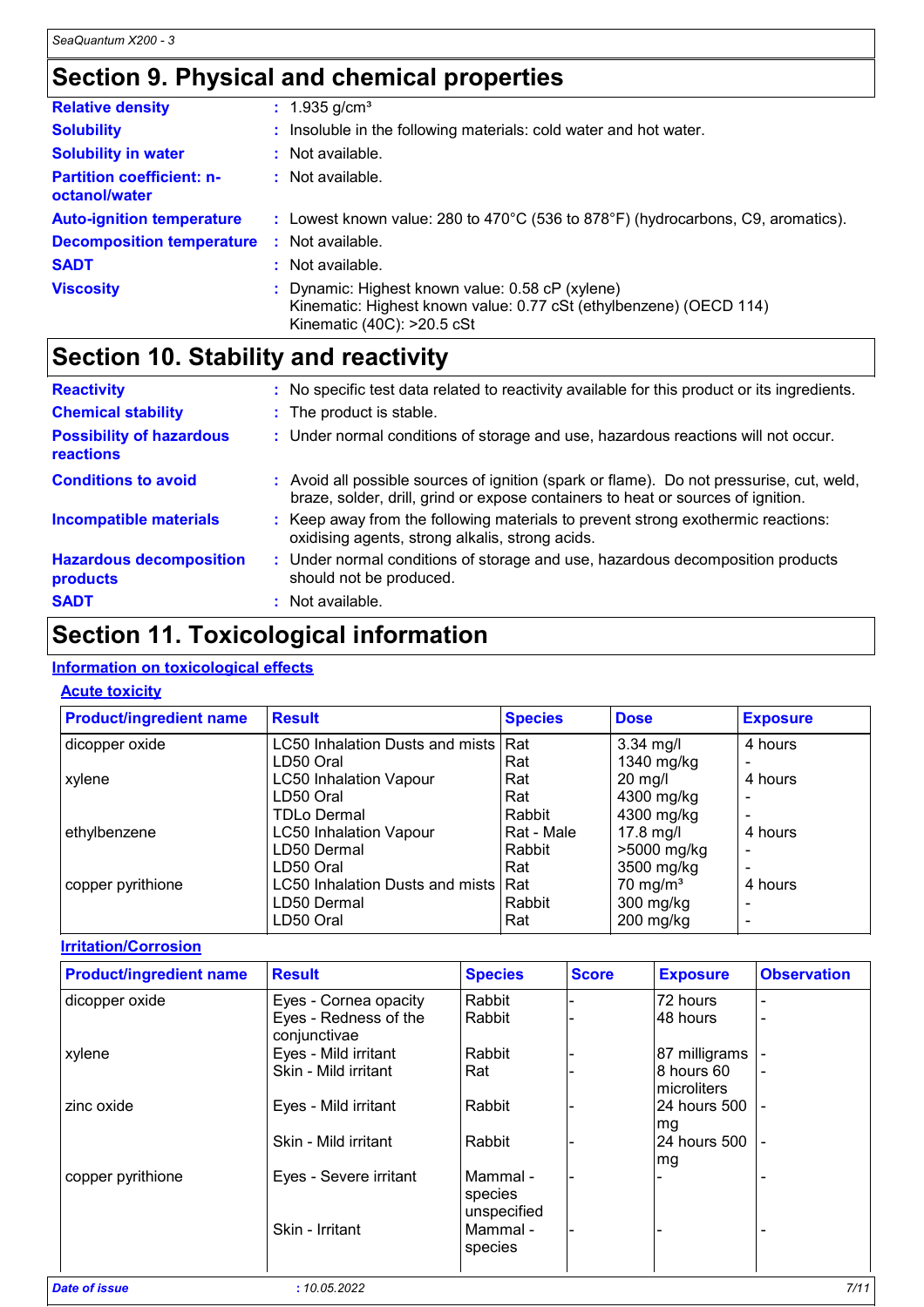## Section 9. Physical and chemical properties

| | |
|---|---|
| **Relative density** | : 1.935 g/cm³ |
| **Solubility** | : Insoluble in the following materials: cold water and hot water. |
| **Solubility in water** | : Not available. |
| **Partition coefficient: n-octanol/water** | : Not available. |
| **Auto-ignition temperature** | : Lowest known value: 280 to 470°C (536 to 878°F) (hydrocarbons, C9, aromatics). |
| **Decomposition temperature** | : Not available. |
| **SADT** | : Not available. |
| **Viscosity** | : Dynamic: Highest known value: 0.58 cP (xylene)<br>Kinematic: Highest known value: 0.77 cSt (ethylbenzene) (OECD 114)<br>Kinematic (40C): >20.5 cSt |

## Section 10. Stability and reactivity

| | |
|---|---|
| **Reactivity** | : No specific test data related to reactivity available for this product or its ingredients. |
| **Chemical stability** | : The product is stable. |
| **Possibility of hazardous reactions** | : Under normal conditions of storage and use, hazardous reactions will not occur. |
| **Conditions to avoid** | : Avoid all possible sources of ignition (spark or flame). Do not pressurise, cut, weld, braze, solder, drill, grind or expose containers to heat or sources of ignition. |
| **Incompatible materials** | : Keep away from the following materials to prevent strong exothermic reactions: oxidising agents, strong alkalis, strong acids. |
| **Hazardous decomposition products** | : Under normal conditions of storage and use, hazardous decomposition products should not be produced. |
| **SADT** | : Not available. |

## Section 11. Toxicological information

### Information on toxicological effects

#### Acute toxicity

| Product/ingredient name | Result | Species | Dose | Exposure |
|---|---|---|---|---|
| dicopper oxide | LC50 Inhalation Dusts and mists | Rat | 3.34 mg/l | 4 hours |
| | LD50 Oral | Rat | 1340 mg/kg | - |
| xylene | LC50 Inhalation Vapour | Rat | 20 mg/l | 4 hours |
| | LD50 Oral | Rat | 4300 mg/kg | - |
| | TDLo Dermal | Rabbit | 4300 mg/kg | - |
| ethylbenzene | LC50 Inhalation Vapour | Rat - Male | 17.8 mg/l | 4 hours |
| | LD50 Dermal | Rabbit | >5000 mg/kg | - |
| | LD50 Oral | Rat | 3500 mg/kg | - |
| copper pyrithione | LC50 Inhalation Dusts and mists | Rat | 70 mg/m³ | 4 hours |
| | LD50 Dermal | Rabbit | 300 mg/kg | - |
| | LD50 Oral | Rat | 200 mg/kg | - |

#### Irritation/Corrosion

| Product/ingredient name | Result | Species | Score | Exposure | Observation |
|---|---|---|---|---|---|
| dicopper oxide | Eyes - Cornea opacity | Rabbit | - | 72 hours | - |
| | Eyes - Redness of the conjunctivae | Rabbit | - | 48 hours | - |
| xylene | Eyes - Mild irritant | Rabbit | - | 87 milligrams | - |
| | Skin - Mild irritant | Rat | - | 8 hours 60 microliters | - |
| zinc oxide | Eyes - Mild irritant | Rabbit | - | 24 hours 500 mg | - |
| | Skin - Mild irritant | Rabbit | - | 24 hours 500 mg | - |
| copper pyrithione | Eyes - Severe irritant | Mammal - species unspecified | - | - | - |
| | Skin - Irritant | Mammal - species | - | - | - |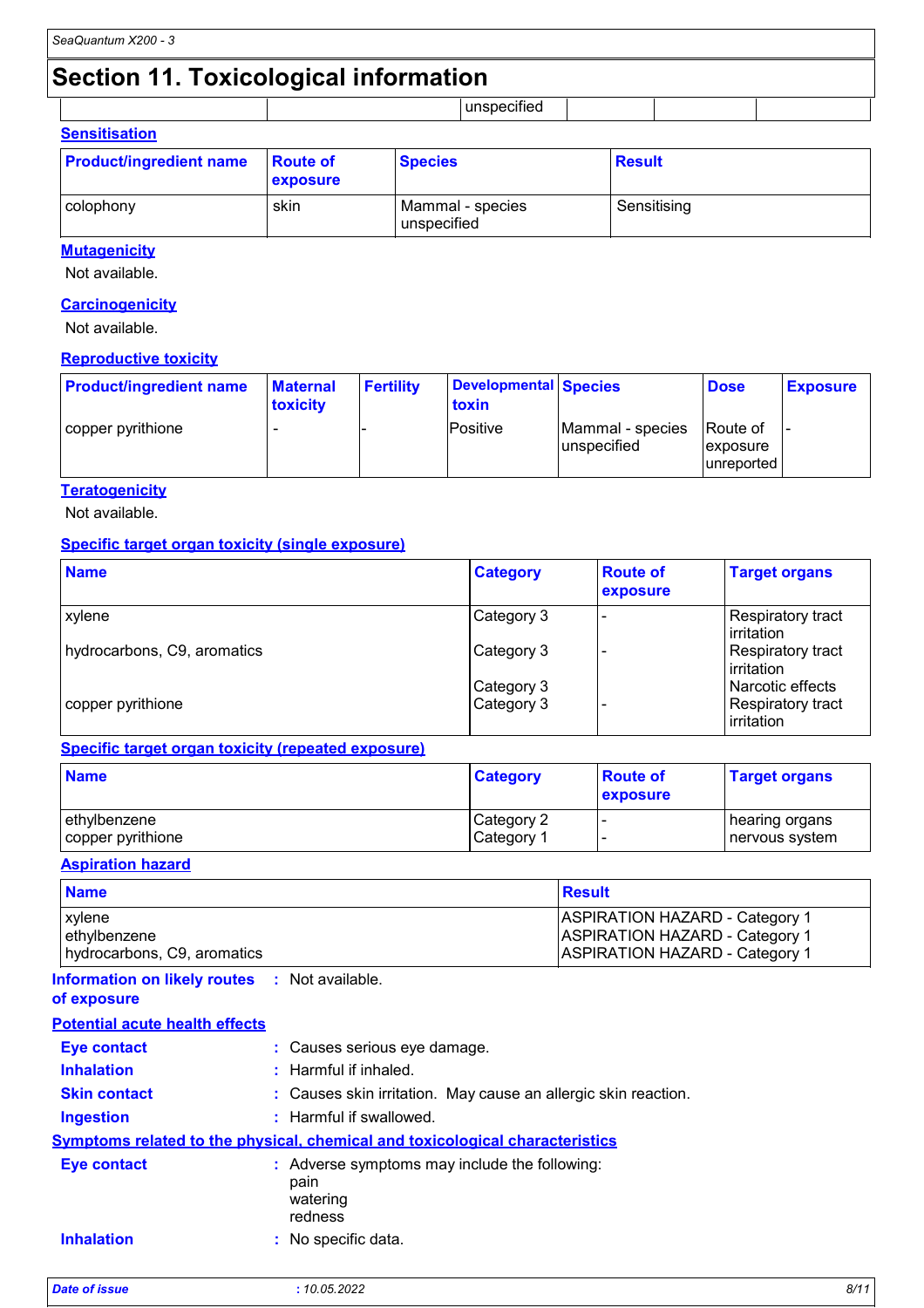## Section 11. Toxicological information

| | | unspecified | | | |
|---|---|---|---|---|---|

### Sensitisation

| Product/ingredient name | Route of exposure | Species | Result |
|---|---|---|---|
| colophony | skin | Mammal - species unspecified | Sensitising |

### Mutagenicity

Not available.

### Carcinogenicity

Not available.

### Reproductive toxicity

| Product/ingredient name | Maternal toxicity | Fertility | Developmental toxin | Species | Dose | Exposure |
|---|---|---|---|---|---|---|
| copper pyrithione | - | - | Positive | Mammal - species unspecified | Route of exposure unreported | - |

### Teratogenicity

Not available.

### Specific target organ toxicity (single exposure)

| Name | Category | Route of exposure | Target organs |
|---|---|---|---|
| xylene | Category 3 | - | Respiratory tract irritation |
| hydrocarbons, C9, aromatics | Category 3 | - | Respiratory tract irritation |
| | Category 3 | | Narcotic effects |
| copper pyrithione | Category 3 | - | Respiratory tract irritation |

### Specific target organ toxicity (repeated exposure)

| Name | Category | Route of exposure | Target organs |
|---|---|---|---|
| ethylbenzene | Category 2 | - | hearing organs |
| copper pyrithione | Category 1 | - | nervous system |

### Aspiration hazard

| Name | Result |
|---|---|
| xylene | ASPIRATION HAZARD - Category 1 |
| ethylbenzene | ASPIRATION HAZARD - Category 1 |
| hydrocarbons, C9, aromatics | ASPIRATION HAZARD - Category 1 |

**Information on likely routes of exposure** : Not available.

### Potential acute health effects

**Eye contact** : Causes serious eye damage.

**Inhalation** : Harmful if inhaled.

**Skin contact** : Causes skin irritation. May cause an allergic skin reaction.

**Ingestion** : Harmful if swallowed.

### Symptoms related to the physical, chemical and toxicological characteristics

**Eye contact** : Adverse symptoms may include the following:
pain
watering
redness

**Inhalation** : No specific data.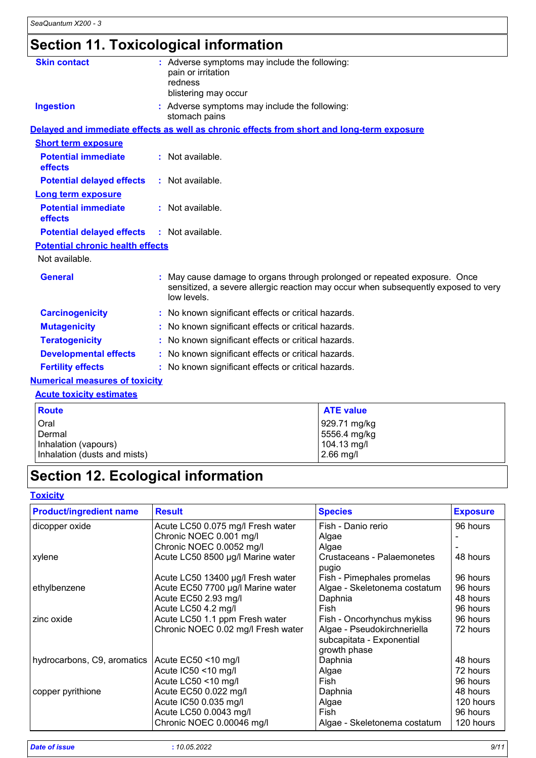# Section 11. Toxicological information

**Skin contact** : Adverse symptoms may include the following:
pain or irritation
redness
blistering may occur

**Ingestion** : Adverse symptoms may include the following:
stomach pains

**Delayed and immediate effects as well as chronic effects from short and long-term exposure**

**Short term exposure**

**Potential immediate effects** : Not available.

**Potential delayed effects** : Not available.

**Long term exposure**

**Potential immediate effects** : Not available.

**Potential delayed effects** : Not available.

**Potential chronic health effects**

Not available.

**General** : May cause damage to organs through prolonged or repeated exposure. Once sensitized, a severe allergic reaction may occur when subsequently exposed to very low levels.

**Carcinogenicity** : No known significant effects or critical hazards.

**Mutagenicity** : No known significant effects or critical hazards.

**Teratogenicity** : No known significant effects or critical hazards.

**Developmental effects** : No known significant effects or critical hazards.

**Fertility effects** : No known significant effects or critical hazards.

**Numerical measures of toxicity**

**Acute toxicity estimates**

| Route | ATE value |
|---|---|
| Oral | 929.71 mg/kg |
| Dermal | 5556.4 mg/kg |
| Inhalation (vapours) | 104.13 mg/l |
| Inhalation (dusts and mists) | 2.66 mg/l |

# Section 12. Ecological information

**Toxicity**

| Product/ingredient name | Result | Species | Exposure |
|---|---|---|---|
| dicopper oxide | Acute LC50 0.075 mg/l Fresh water | Fish - Danio rerio | 96 hours |
| | Chronic NOEC 0.001 mg/l | Algae | - |
| | Chronic NOEC 0.0052 mg/l | Algae | - |
| xylene | Acute LC50 8500 µg/l Marine water | Crustaceans - Palaemonetes pugio | 48 hours |
| | Acute LC50 13400 µg/l Fresh water | Fish - Pimephales promelas | 96 hours |
| ethylbenzene | Acute EC50 7700 µg/l Marine water | Algae - Skeletonema costatum | 96 hours |
| | Acute EC50 2.93 mg/l | Daphnia | 48 hours |
| | Acute LC50 4.2 mg/l | Fish | 96 hours |
| zinc oxide | Acute LC50 1.1 ppm Fresh water | Fish - Oncorhynchus mykiss | 96 hours |
| | Chronic NOEC 0.02 mg/l Fresh water | Algae - Pseudokirchneriella subcapitata - Exponential growth phase | 72 hours |
| hydrocarbons, C9, aromatics | Acute EC50 <10 mg/l | Daphnia | 48 hours |
| | Acute IC50 <10 mg/l | Algae | 72 hours |
| | Acute LC50 <10 mg/l | Fish | 96 hours |
| copper pyrithione | Acute EC50 0.022 mg/l | Daphnia | 48 hours |
| | Acute IC50 0.035 mg/l | Algae | 120 hours |
| | Acute LC50 0.0043 mg/l | Fish | 96 hours |
| | Chronic NOEC 0.00046 mg/l | Algae - Skeletonema costatum | 120 hours |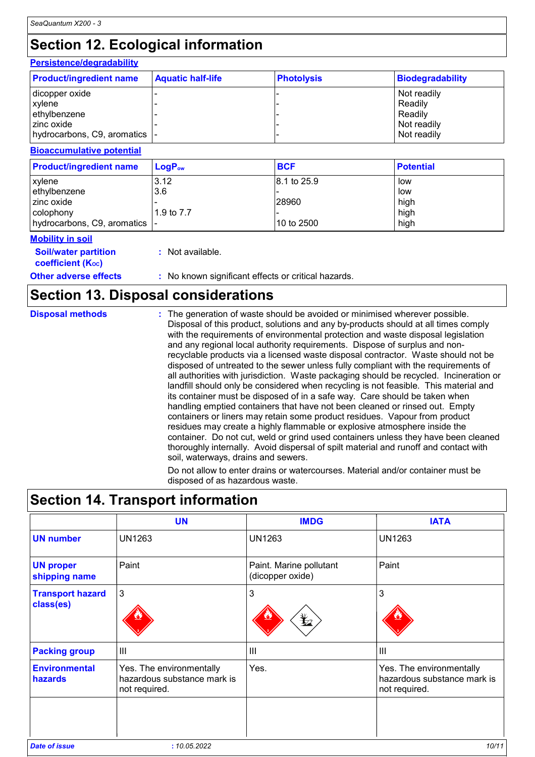# Section 12. Ecological information

### Persistence/degradability

| Product/ingredient name | Aquatic half-life | Photolysis | Biodegradability |
|---|---|---|---|
| dicopper oxide | - | - | Not readily |
| xylene | - | - | Readily |
| ethylbenzene | - | - | Readily |
| zinc oxide | - | - | Not readily |
| hydrocarbons, C9, aromatics | - | - | Not readily |

### Bioaccumulative potential

| Product/ingredient name | $LogP_{ow}$ | BCF | Potential |
|---|---|---|---|
| xylene | 3.12 | 8.1 to 25.9 | low |
| ethylbenzene | 3.6 | - | low |
| zinc oxide | - | 28960 | high |
| colophony | 1.9 to 7.7 | - | high |
| hydrocarbons, C9, aromatics | - | 10 to 2500 | high |

### Mobility in soil

**Soil/water partition coefficient ($K_{OC}$)** : Not available.

**Other adverse effects** : No known significant effects or critical hazards.

# Section 13. Disposal considerations

**Disposal methods** : The generation of waste should be avoided or minimised wherever possible. Disposal of this product, solutions and any by-products should at all times comply with the requirements of environmental protection and waste disposal legislation and any regional local authority requirements. Dispose of surplus and non-recyclable products via a licensed waste disposal contractor. Waste should not be disposed of untreated to the sewer unless fully compliant with the requirements of all authorities with jurisdiction. Waste packaging should be recycled. Incineration or landfill should only be considered when recycling is not feasible. This material and its container must be disposed of in a safe way. Care should be taken when handling emptied containers that have not been cleaned or rinsed out. Empty containers or liners may retain some product residues. Vapour from product residues may create a highly flammable or explosive atmosphere inside the container. Do not cut, weld or grind used containers unless they have been cleaned thoroughly internally. Avoid dispersal of spilt material and runoff and contact with soil, waterways, drains and sewers.

Do not allow to enter drains or watercourses. Material and/or container must be disposed of as hazardous waste.

# Section 14. Transport information

| | UN | IMDG | IATA |
|---|---|---|---|
| **UN number** | UN1263 | UN1263 | UN1263 |
| **UN proper shipping name** | Paint | Paint. Marine pollutant (dicopper oxide) | Paint |
| **Transport hazard class(es)** | 3 | 3 | 3 |
| **Packing group** | III | III | III |
| **Environmental hazards** | Yes. The environmentally hazardous substance mark is not required. | Yes. | Yes. The environmentally hazardous substance mark is not required. |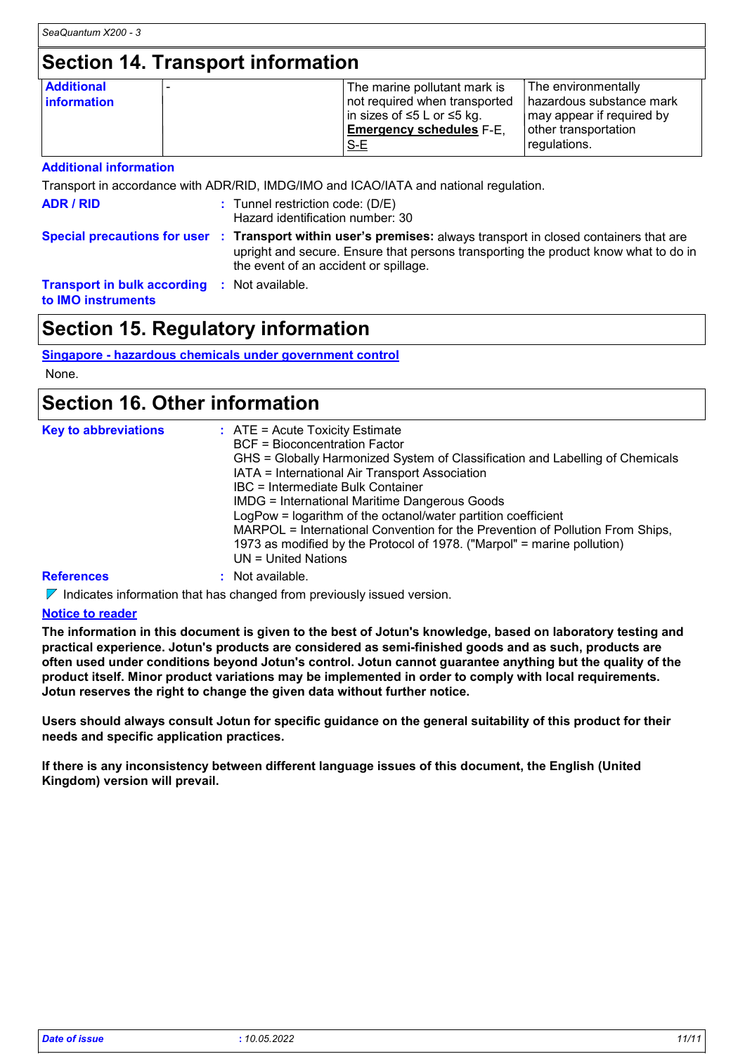## Section 14. Transport information

| | | | |
|---|---|---|---|
| **Additional information** | - | The marine pollutant mark is not required when transported in sizes of ≤5 L or ≤5 kg. **Emergency schedules** F-E, S-E | The environmentally hazardous substance mark may appear if required by other transportation regulations. |

**Additional information**

Transport in accordance with ADR/RID, IMDG/IMO and ICAO/IATA and national regulation.

**ADR / RID** : Tunnel restriction code: (D/E)
Hazard identification number: 30

**Special precautions for user** : **Transport within user's premises:** always transport in closed containers that are upright and secure. Ensure that persons transporting the product know what to do in the event of an accident or spillage.

**Transport in bulk according to IMO instruments** : Not available.

## Section 15. Regulatory information

**Singapore - hazardous chemicals under government control**

None.

## Section 16. Other information

**Key to abbreviations** : ATE = Acute Toxicity Estimate
BCF = Bioconcentration Factor
GHS = Globally Harmonized System of Classification and Labelling of Chemicals
IATA = International Air Transport Association
IBC = Intermediate Bulk Container
IMDG = International Maritime Dangerous Goods
LogPow = logarithm of the octanol/water partition coefficient
MARPOL = International Convention for the Prevention of Pollution From Ships, 1973 as modified by the Protocol of 1978. ("Marpol" = marine pollution)
UN = United Nations

**References** : Not available.

Indicates information that has changed from previously issued version.

**Notice to reader**

**The information in this document is given to the best of Jotun's knowledge, based on laboratory testing and practical experience. Jotun's products are considered as semi-finished goods and as such, products are often used under conditions beyond Jotun's control. Jotun cannot guarantee anything but the quality of the product itself. Minor product variations may be implemented in order to comply with local requirements. Jotun reserves the right to change the given data without further notice.**

**Users should always consult Jotun for specific guidance on the general suitability of this product for their needs and specific application practices.**

**If there is any inconsistency between different language issues of this document, the English (United Kingdom) version will prevail.**

**Date of issue** : 10.05.2022